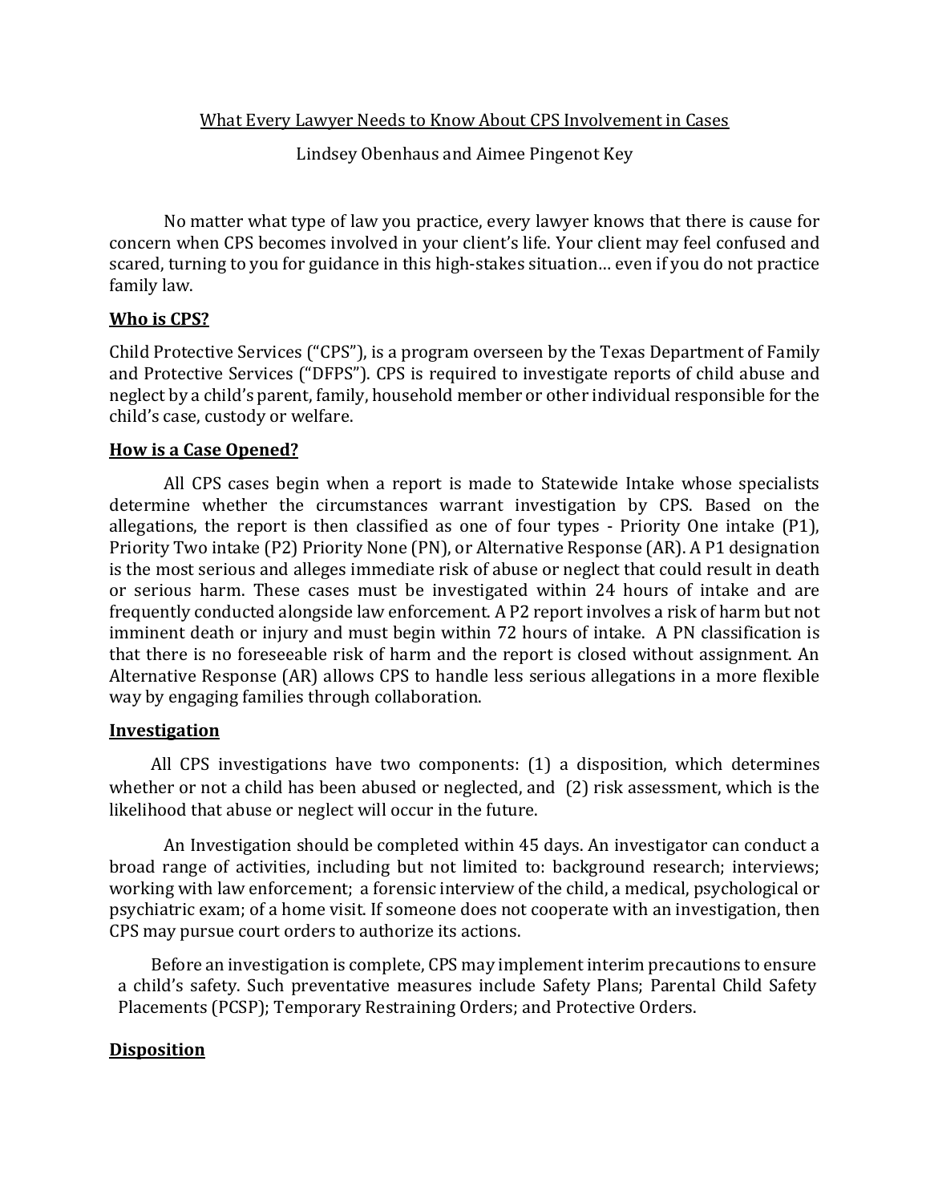What Every Lawyer Needs to Know About CPS Involvement in Cases

Lindsey Obenhaus and Aimee Pingenot Key

No matter what type of law you practice, every lawyer knows that there is cause for concern when CPS becomes involved in your client's life. Your client may feel confused and scared, turning to you for guidance in this high-stakes situation… even if you do not practice family law.

## **Who is CPS?**

Child Protective Services ("CPS"), is a program overseen by the Texas Department of Family and Protective Services ("DFPS"). CPS is required to investigate reports of child abuse and neglect by a child's parent, family, household member or other individual responsible for the child's case, custody or welfare.

## **How is a Case Opened?**

All CPS cases begin when a report is made to Statewide Intake whose specialists determine whether the circumstances warrant investigation by CPS. Based on the allegations, the report is then classified as one of four types - Priority One intake (P1), Priority Two intake (P2) Priority None (PN), or Alternative Response (AR). A P1 designation is the most serious and alleges immediate risk of abuse or neglect that could result in death or serious harm. These cases must be investigated within 24 hours of intake and are frequently conducted alongside law enforcement. A P2 report involves a risk of harm but not imminent death or injury and must begin within 72 hours of intake. A PN classification is that there is no foreseeable risk of harm and the report is closed without assignment. An Alternative Response (AR) allows CPS to handle less serious allegations in a more flexible way by engaging families through collaboration.

## **Investigation**

All CPS investigations have two components: (1) a disposition, which determines whether or not a child has been abused or neglected, and (2) risk assessment, which is the likelihood that abuse or neglect will occur in the future.

An Investigation should be completed within 45 days. An investigator can conduct a broad range of activities, including but not limited to: background research; interviews; working with law enforcement; a forensic interview of the child, a medical, psychological or psychiatric exam; of a home visit. If someone does not cooperate with an investigation, then CPS may pursue court orders to authorize its actions.

Before an investigation is complete, CPS may implement interim precautions to ensure a child's safety. Such preventative measures include Safety Plans; Parental Child Safety Placements (PCSP); Temporary Restraining Orders; and Protective Orders.

## **Disposition**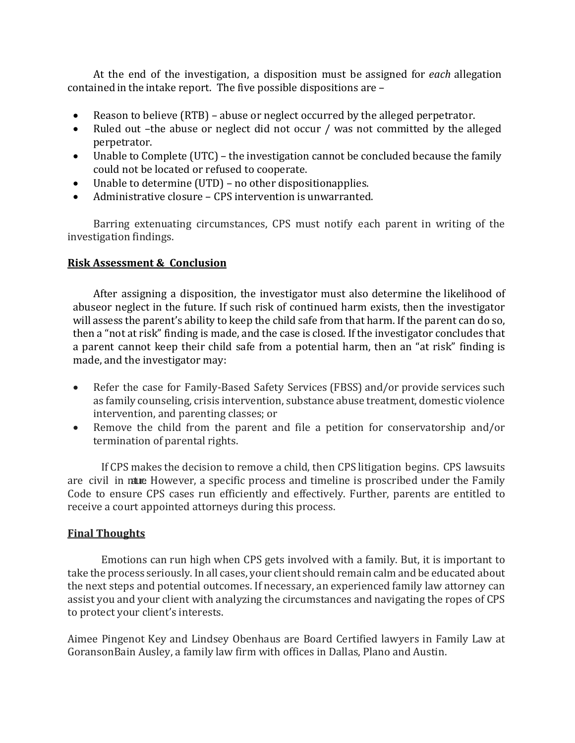At the end of the investigation, a disposition must be assigned for *each* allegation contained in the intake report. The five possible dispositions are –

- Reason to believe (RTB) – abuse or neglect occurred by the alleged perpetrator.
- Ruled out –the abuse or neglect did not occur / was not committed by the alleged perpetrator.
- Unable to Complete (UTC) – the investigation cannot be concluded because the family could not be located or refused to cooperate.
- Unable to determine (UTD) – no other dispositionapplies.
- Administrative closure – CPS intervention is unwarranted.

Barring extenuating circumstances, CPS must notify each parent in writing of the investigation findings.

## <u>Risk Assessment & Conclusion</u>

After assigning a disposition, the investigator must also determine the likelihood of abuseor neglect in the future. If such risk of continued harm exists, then the investigator will assess the parent's ability to keep the child safe from that harm. If the parent can do so, then a "not at risk" finding is made, and the case is closed. If the investigator concludes that a parent cannot keep their child safe from a potential harm, then an "at risk" finding is made, and the investigator may:

- Refer the case for Family-Based Safety Services (FBSS) and/or provide services such as family counseling, crisis intervention, substance abuse treatment, domestic violence intervention, and parenting classes; or
- Remove the child from the parent and file a petition for conservatorship and/or termination of parental rights.

If CPS makes the decision to remove a child, then CPS litigation begins. CPS lawsuits are civil in nature. However, a specific process and timeline is proscribed under the Family Code to ensure CPS cases run efficiently and effectively. Further, parents are entitled to receive a court appointed attorneys during this process.

## <u>Final Thoughts</u>

Emotions can run high when CPS gets involved with a family. But, it is important to take the process seriously. In all cases, your client should remain calm and be educated about the next steps and potential outcomes. If necessary, an experienced family law attorney can assist you and your client with analyzing the circumstances and navigating the ropes of CPS to protect your client's interests.

Aimee Pingenot Key and Lindsey Obenhaus are Board Certified lawyers in Family Law at GoransonBain Ausley, a family law firm with offices in Dallas, Plano and Austin.